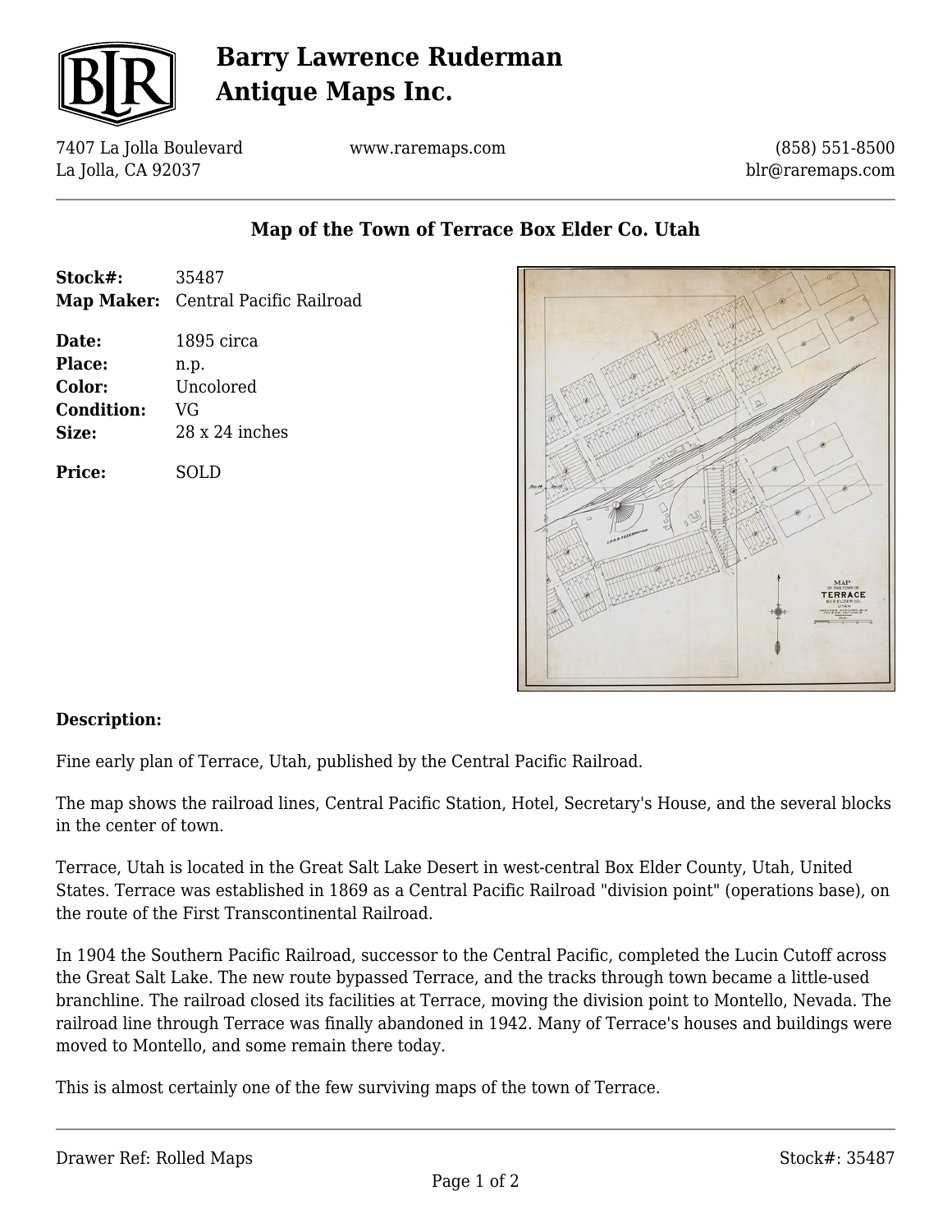# Barry Lawrence Ruderman Antique Maps Inc.

7407 La Jolla Boulevard
La Jolla, CA 92037

www.raremaps.com

(858) 551-8500
blr@raremaps.com

## Map of the Town of Terrace Box Elder Co. Utah

| | |
|---|---|
| **Stock#:** | 35487 |
| **Map Maker:** | Central Pacific Railroad |
| **Date:** | 1895 circa |
| **Place:** | n.p. |
| **Color:** | Uncolored |
| **Condition:** | VG |
| **Size:** | 28 x 24 inches |
| **Price:** | SOLD |

### Description:

Fine early plan of Terrace, Utah, published by the Central Pacific Railroad.

The map shows the railroad lines, Central Pacific Station, Hotel, Secretary's House, and the several blocks in the center of town.

Terrace, Utah is located in the Great Salt Lake Desert in west-central Box Elder County, Utah, United States. Terrace was established in 1869 as a Central Pacific Railroad "division point" (operations base), on the route of the First Transcontinental Railroad.

In 1904 the Southern Pacific Railroad, successor to the Central Pacific, completed the Lucin Cutoff across the Great Salt Lake. The new route bypassed Terrace, and the tracks through town became a little-used branchline. The railroad closed its facilities at Terrace, moving the division point to Montello, Nevada. The railroad line through Terrace was finally abandoned in 1942. Many of Terrace's houses and buildings were moved to Montello, and some remain there today.

This is almost certainly one of the few surviving maps of the town of Terrace.

Drawer Ref: Rolled Maps

Stock#: 35487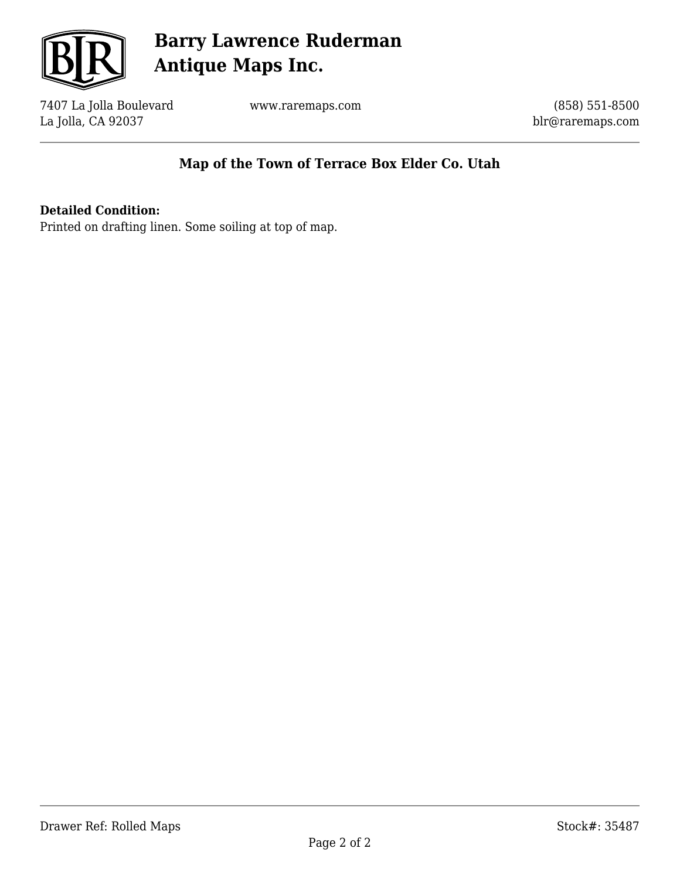## Map of the Town of Terrace Box Elder Co. Utah

**Detailed Condition:**
Printed on drafting linen. Some soiling at top of map.